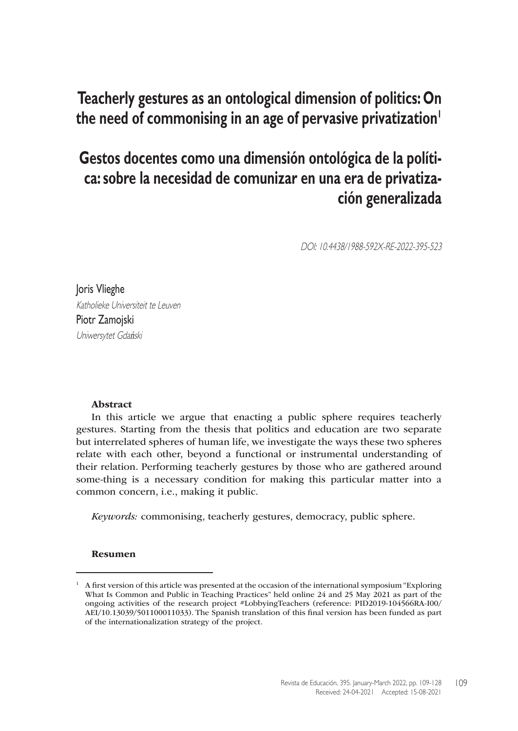# Teacherly gestures as an ontological dimension of politics: On the need of commonising in an age of pervasive privatization[1]

# Gestos docentes como una dimensión ontológica de la política: sobre la necesidad de comunizar en una era de privatización generalizada

*DOI: 10.4438/1988-592X-RE-2022-395-523*

Joris Vlieghe
*Katholieke Universiteit te Leuven*
Piotr Zamojski
*Uniwersytet Gdański*

**Abstract**

In this article we argue that enacting a public sphere requires teacherly gestures. Starting from the thesis that politics and education are two separate but interrelated spheres of human life, we investigate the ways these two spheres relate with each other, beyond a functional or instrumental understanding of their relation. Performing teacherly gestures by those who are gathered around some-thing is a necessary condition for making this particular matter into a common concern, i.e., making it public.

*Keywords:* commonising, teacherly gestures, democracy, public sphere.

**Resumen**

[1] A first version of this article was presented at the occasion of the international symposium "Exploring What Is Common and Public in Teaching Practices" held online 24 and 25 May 2021 as part of the ongoing activities of the research project #LobbyingTeachers (reference: PID2019-104566RA-I00/AEI/10.13039/501100011033). The Spanish translation of this final version has been funded as part of the internationalization strategy of the project.

Received: 24-04-2021 Accepted: 15-08-2021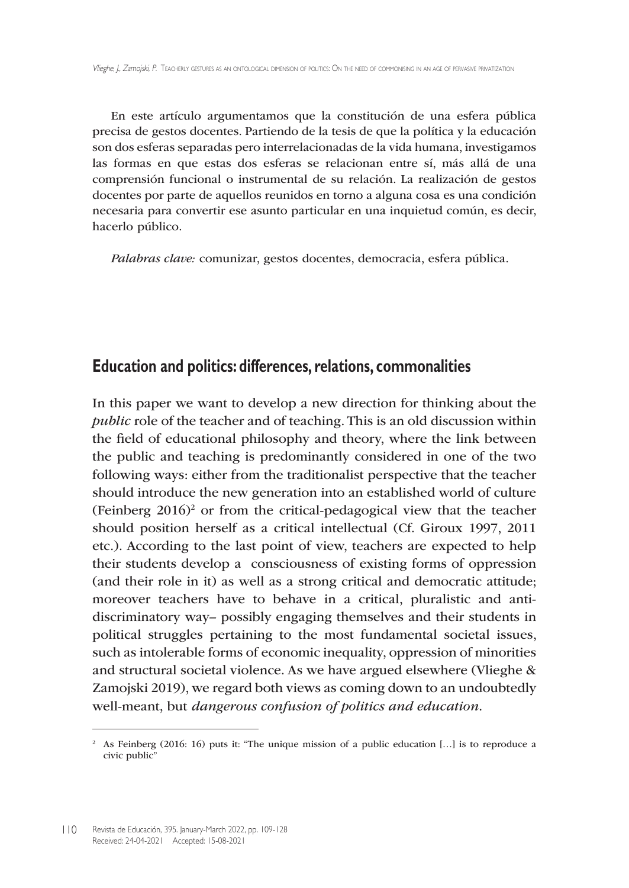En este artículo argumentamos que la constitución de una esfera pública precisa de gestos docentes. Partiendo de la tesis de que la política y la educación son dos esferas separadas pero interrelacionadas de la vida humana, investigamos las formas en que estas dos esferas se relacionan entre sí, más allá de una comprensión funcional o instrumental de su relación. La realización de gestos docentes por parte de aquellos reunidos en torno a alguna cosa es una condición necesaria para convertir ese asunto particular en una inquietud común, es decir, hacerlo público.

*Palabras clave:* comunizar, gestos docentes, democracia, esfera pública.

## Education and politics: differences, relations, commonalities

In this paper we want to develop a new direction for thinking about the *public* role of the teacher and of teaching. This is an old discussion within the field of educational philosophy and theory, where the link between the public and teaching is predominantly considered in one of the two following ways: either from the traditionalist perspective that the teacher should introduce the new generation into an established world of culture (Feinberg 2016)[2] or from the critical-pedagogical view that the teacher should position herself as a critical intellectual (Cf. Giroux 1997, 2011 etc.). According to the last point of view, teachers are expected to help their students develop a consciousness of existing forms of oppression (and their role in it) as well as a strong critical and democratic attitude; moreover teachers have to behave in a critical, pluralistic and anti-discriminatory way– possibly engaging themselves and their students in political struggles pertaining to the most fundamental societal issues, such as intolerable forms of economic inequality, oppression of minorities and structural societal violence. As we have argued elsewhere (Vlieghe & Zamojski 2019), we regard both views as coming down to an undoubtedly well-meant, but *dangerous confusion of politics and education*.

[2] As Feinberg (2016: 16) puts it: "The unique mission of a public education […] is to reproduce a civic public"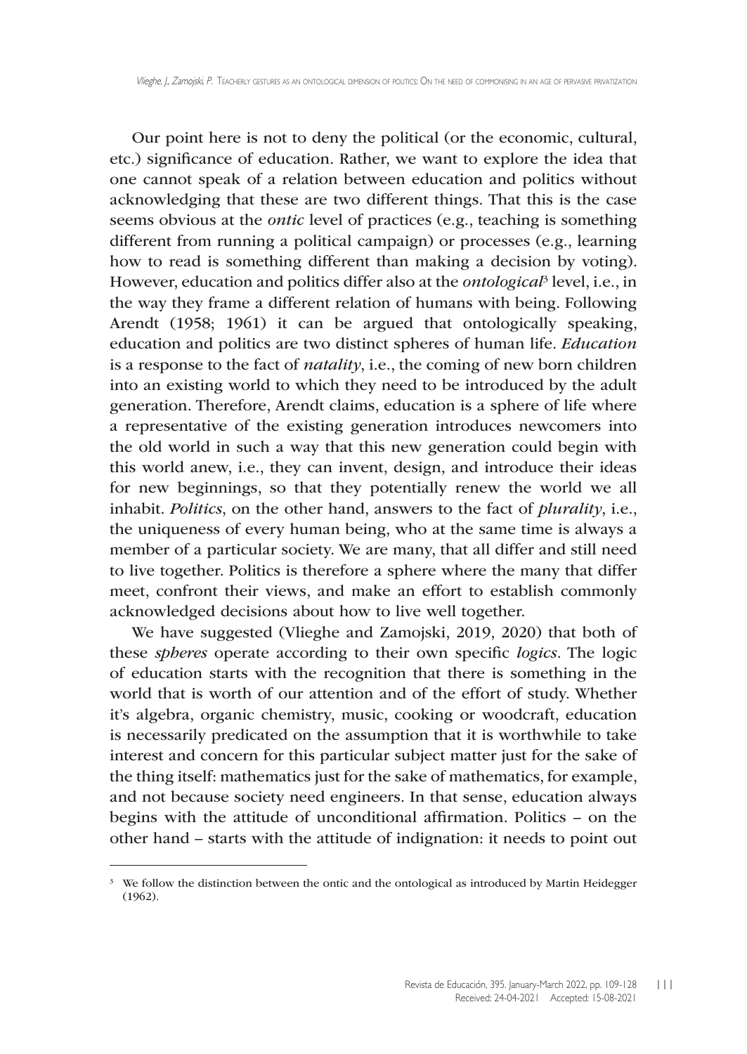Our point here is not to deny the political (or the economic, cultural, etc.) significance of education. Rather, we want to explore the idea that one cannot speak of a relation between education and politics without acknowledging that these are two different things. That this is the case seems obvious at the *ontic* level of practices (e.g., teaching is something different from running a political campaign) or processes (e.g., learning how to read is something different than making a decision by voting). However, education and politics differ also at the *ontological*[3] level, i.e., in the way they frame a different relation of humans with being. Following Arendt (1958; 1961) it can be argued that ontologically speaking, education and politics are two distinct spheres of human life. *Education* is a response to the fact of *natality*, i.e., the coming of new born children into an existing world to which they need to be introduced by the adult generation. Therefore, Arendt claims, education is a sphere of life where a representative of the existing generation introduces newcomers into the old world in such a way that this new generation could begin with this world anew, i.e., they can invent, design, and introduce their ideas for new beginnings, so that they potentially renew the world we all inhabit. *Politics*, on the other hand, answers to the fact of *plurality*, i.e., the uniqueness of every human being, who at the same time is always a member of a particular society. We are many, that all differ and still need to live together. Politics is therefore a sphere where the many that differ meet, confront their views, and make an effort to establish commonly acknowledged decisions about how to live well together.

We have suggested (Vlieghe and Zamojski, 2019, 2020) that both of these *spheres* operate according to their own specific *logics*. The logic of education starts with the recognition that there is something in the world that is worth of our attention and of the effort of study. Whether it's algebra, organic chemistry, music, cooking or woodcraft, education is necessarily predicated on the assumption that it is worthwhile to take interest and concern for this particular subject matter just for the sake of the thing itself: mathematics just for the sake of mathematics, for example, and not because society need engineers. In that sense, education always begins with the attitude of unconditional affirmation. Politics – on the other hand – starts with the attitude of indignation: it needs to point out

---

[3] We follow the distinction between the ontic and the ontological as introduced by Martin Heidegger (1962).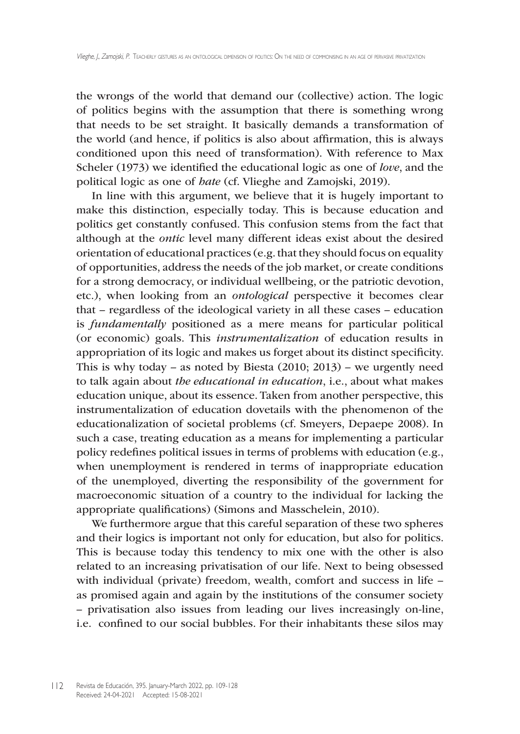the wrongs of the world that demand our (collective) action. The logic of politics begins with the assumption that there is something wrong that needs to be set straight. It basically demands a transformation of the world (and hence, if politics is also about affirmation, this is always conditioned upon this need of transformation). With reference to Max Scheler (1973) we identified the educational logic as one of *love*, and the political logic as one of *hate* (cf. Vlieghe and Zamojski, 2019).

In line with this argument, we believe that it is hugely important to make this distinction, especially today. This is because education and politics get constantly confused. This confusion stems from the fact that although at the *ontic* level many different ideas exist about the desired orientation of educational practices (e.g. that they should focus on equality of opportunities, address the needs of the job market, or create conditions for a strong democracy, or individual wellbeing, or the patriotic devotion, etc.), when looking from an *ontological* perspective it becomes clear that – regardless of the ideological variety in all these cases – education is *fundamentally* positioned as a mere means for particular political (or economic) goals. This *instrumentalization* of education results in appropriation of its logic and makes us forget about its distinct specificity. This is why today – as noted by Biesta (2010; 2013) – we urgently need to talk again about *the educational in education*, i.e., about what makes education unique, about its essence. Taken from another perspective, this instrumentalization of education dovetails with the phenomenon of the educationalization of societal problems (cf. Smeyers, Depaepe 2008). In such a case, treating education as a means for implementing a particular policy redefines political issues in terms of problems with education (e.g., when unemployment is rendered in terms of inappropriate education of the unemployed, diverting the responsibility of the government for macroeconomic situation of a country to the individual for lacking the appropriate qualifications) (Simons and Masschelein, 2010).

We furthermore argue that this careful separation of these two spheres and their logics is important not only for education, but also for politics. This is because today this tendency to mix one with the other is also related to an increasing privatisation of our life. Next to being obsessed with individual (private) freedom, wealth, comfort and success in life – as promised again and again by the institutions of the consumer society – privatisation also issues from leading our lives increasingly on-line, i.e. confined to our social bubbles. For their inhabitants these silos may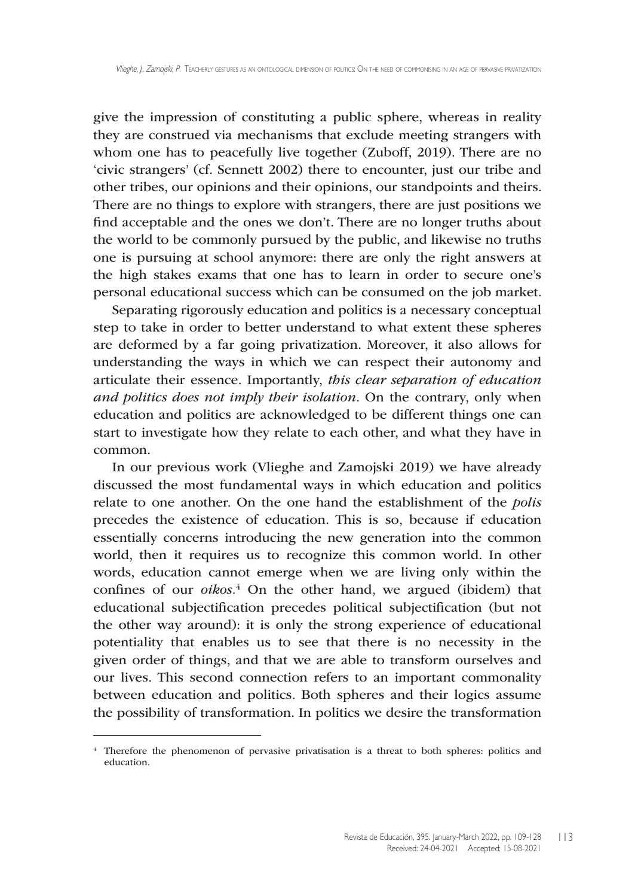give the impression of constituting a public sphere, whereas in reality they are construed via mechanisms that exclude meeting strangers with whom one has to peacefully live together (Zuboff, 2019). There are no 'civic strangers' (cf. Sennett 2002) there to encounter, just our tribe and other tribes, our opinions and their opinions, our standpoints and theirs. There are no things to explore with strangers, there are just positions we find acceptable and the ones we don't. There are no longer truths about the world to be commonly pursued by the public, and likewise no truths one is pursuing at school anymore: there are only the right answers at the high stakes exams that one has to learn in order to secure one's personal educational success which can be consumed on the job market.

Separating rigorously education and politics is a necessary conceptual step to take in order to better understand to what extent these spheres are deformed by a far going privatization. Moreover, it also allows for understanding the ways in which we can respect their autonomy and articulate their essence. Importantly, *this clear separation of education and politics does not imply their isolation*. On the contrary, only when education and politics are acknowledged to be different things one can start to investigate how they relate to each other, and what they have in common.

In our previous work (Vlieghe and Zamojski 2019) we have already discussed the most fundamental ways in which education and politics relate to one another. On the one hand the establishment of the *polis* precedes the existence of education. This is so, because if education essentially concerns introducing the new generation into the common world, then it requires us to recognize this common world. In other words, education cannot emerge when we are living only within the confines of our *oikos*.[4] On the other hand, we argued (ibidem) that educational subjectification precedes political subjectification (but not the other way around): it is only the strong experience of educational potentiality that enables us to see that there is no necessity in the given order of things, and that we are able to transform ourselves and our lives. This second connection refers to an important commonality between education and politics. Both spheres and their logics assume the possibility of transformation. In politics we desire the transformation

[4] Therefore the phenomenon of pervasive privatisation is a threat to both spheres: politics and education.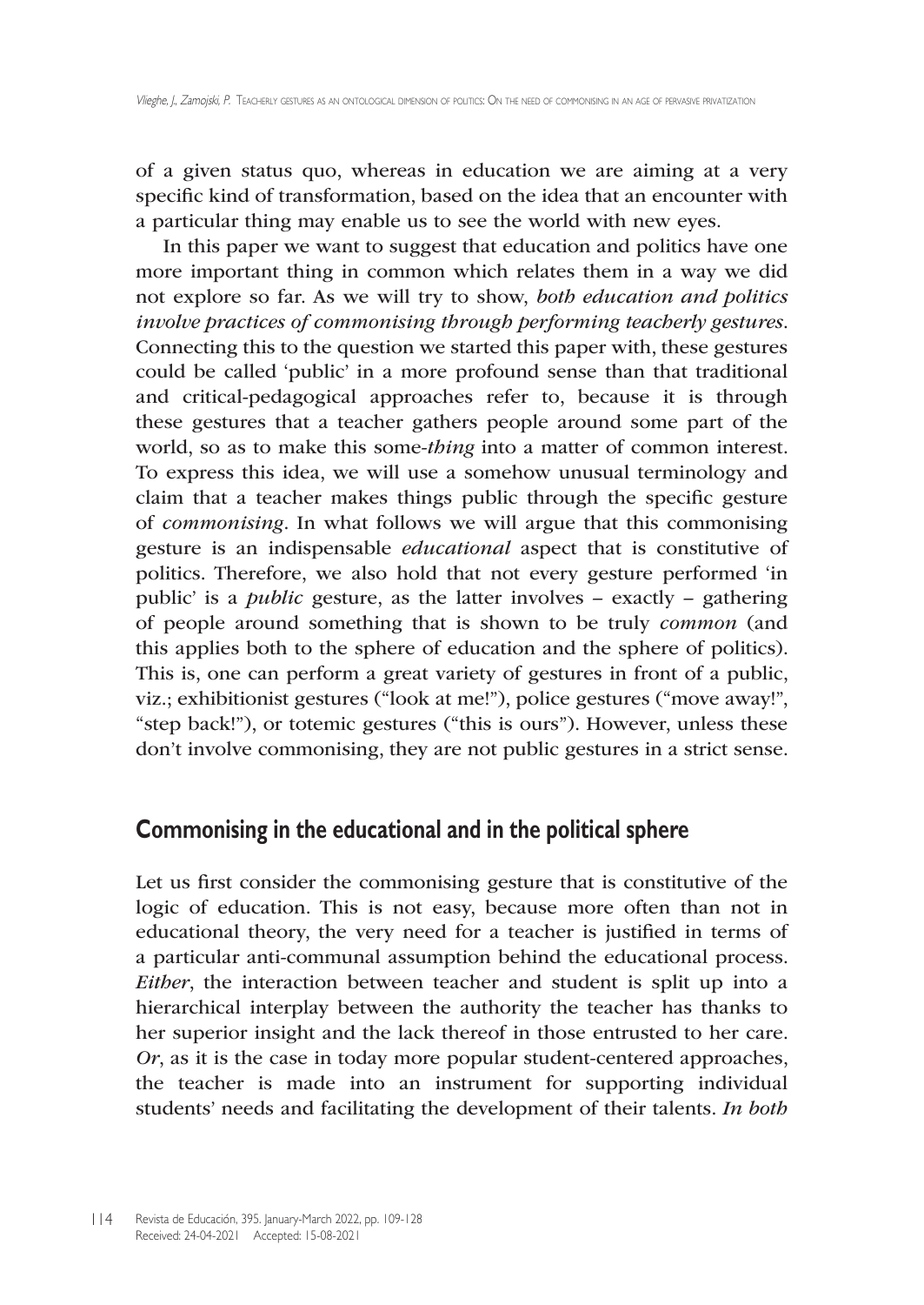of a given status quo, whereas in education we are aiming at a very specific kind of transformation, based on the idea that an encounter with a particular thing may enable us to see the world with new eyes.

In this paper we want to suggest that education and politics have one more important thing in common which relates them in a way we did not explore so far. As we will try to show, *both education and politics involve practices of commonising through performing teacherly gestures*. Connecting this to the question we started this paper with, these gestures could be called 'public' in a more profound sense than that traditional and critical-pedagogical approaches refer to, because it is through these gestures that a teacher gathers people around some part of the world, so as to make this some-*thing* into a matter of common interest. To express this idea, we will use a somehow unusual terminology and claim that a teacher makes things public through the specific gesture of *commonising*. In what follows we will argue that this commonising gesture is an indispensable *educational* aspect that is constitutive of politics. Therefore, we also hold that not every gesture performed 'in public' is a *public* gesture, as the latter involves – exactly – gathering of people around something that is shown to be truly *common* (and this applies both to the sphere of education and the sphere of politics). This is, one can perform a great variety of gestures in front of a public, viz.; exhibitionist gestures ("look at me!"), police gestures ("move away!", "step back!"), or totemic gestures ("this is ours"). However, unless these don't involve commonising, they are not public gestures in a strict sense.

## Commonising in the educational and in the political sphere

Let us first consider the commonising gesture that is constitutive of the logic of education. This is not easy, because more often than not in educational theory, the very need for a teacher is justified in terms of a particular anti-communal assumption behind the educational process. *Either*, the interaction between teacher and student is split up into a hierarchical interplay between the authority the teacher has thanks to her superior insight and the lack thereof in those entrusted to her care. *Or*, as it is the case in today more popular student-centered approaches, the teacher is made into an instrument for supporting individual students' needs and facilitating the development of their talents. *In both*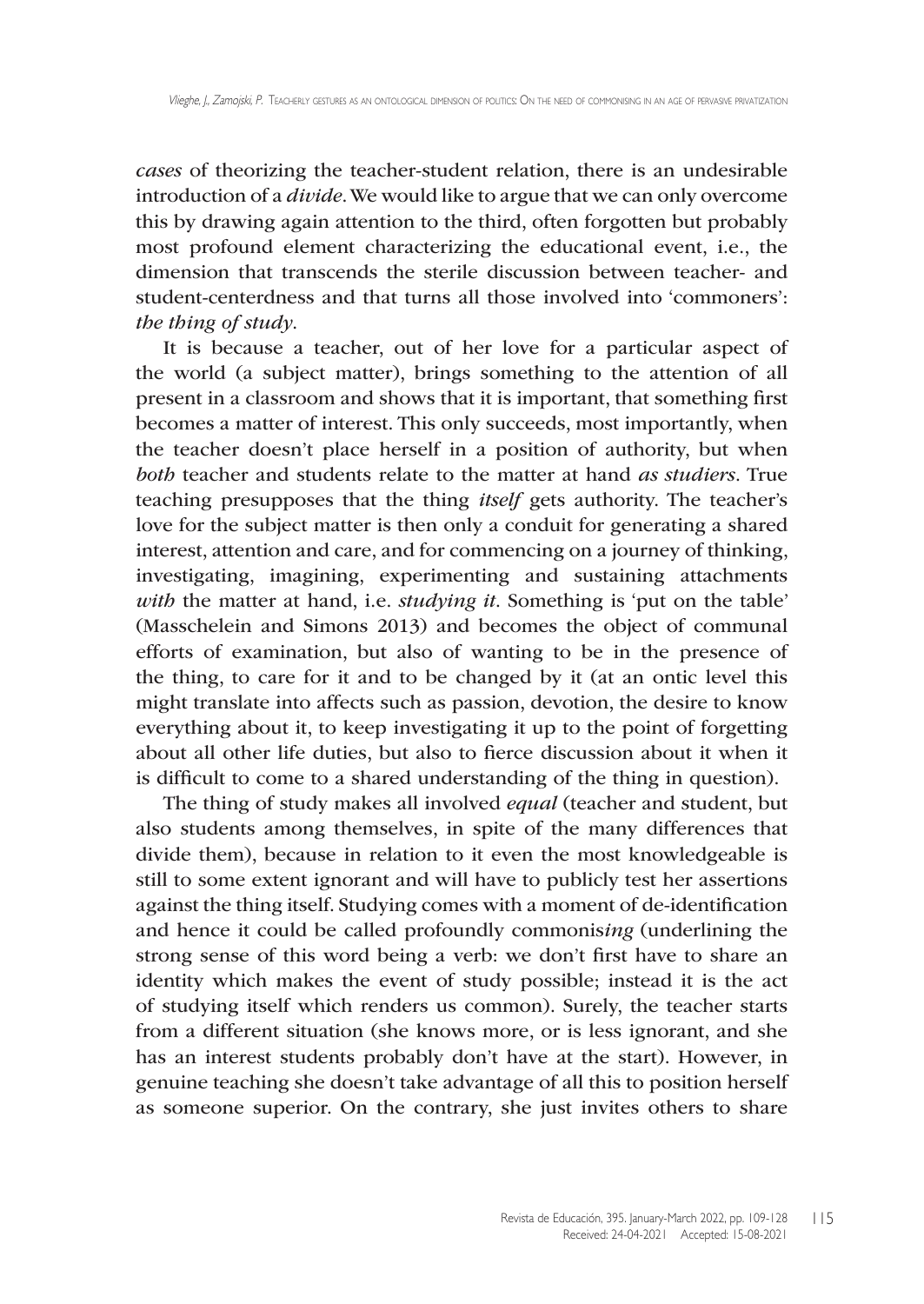*cases* of theorizing the teacher-student relation, there is an undesirable introduction of a *divide*. We would like to argue that we can only overcome this by drawing again attention to the third, often forgotten but probably most profound element characterizing the educational event, i.e., the dimension that transcends the sterile discussion between teacher- and student-centerdness and that turns all those involved into 'commoners': *the thing of study*.

It is because a teacher, out of her love for a particular aspect of the world (a subject matter), brings something to the attention of all present in a classroom and shows that it is important, that something first becomes a matter of interest. This only succeeds, most importantly, when the teacher doesn't place herself in a position of authority, but when *both* teacher and students relate to the matter at hand *as studiers*. True teaching presupposes that the thing *itself* gets authority. The teacher's love for the subject matter is then only a conduit for generating a shared interest, attention and care, and for commencing on a journey of thinking, investigating, imagining, experimenting and sustaining attachments *with* the matter at hand, i.e. *studying it*. Something is 'put on the table' (Masschelein and Simons 2013) and becomes the object of communal efforts of examination, but also of wanting to be in the presence of the thing, to care for it and to be changed by it (at an ontic level this might translate into affects such as passion, devotion, the desire to know everything about it, to keep investigating it up to the point of forgetting about all other life duties, but also to fierce discussion about it when it is difficult to come to a shared understanding of the thing in question).

The thing of study makes all involved *equal* (teacher and student, but also students among themselves, in spite of the many differences that divide them), because in relation to it even the most knowledgeable is still to some extent ignorant and will have to publicly test her assertions against the thing itself. Studying comes with a moment of de-identification and hence it could be called profoundly commonis*ing* (underlining the strong sense of this word being a verb: we don't first have to share an identity which makes the event of study possible; instead it is the act of studying itself which renders us common). Surely, the teacher starts from a different situation (she knows more, or is less ignorant, and she has an interest students probably don't have at the start). However, in genuine teaching she doesn't take advantage of all this to position herself as someone superior. On the contrary, she just invites others to share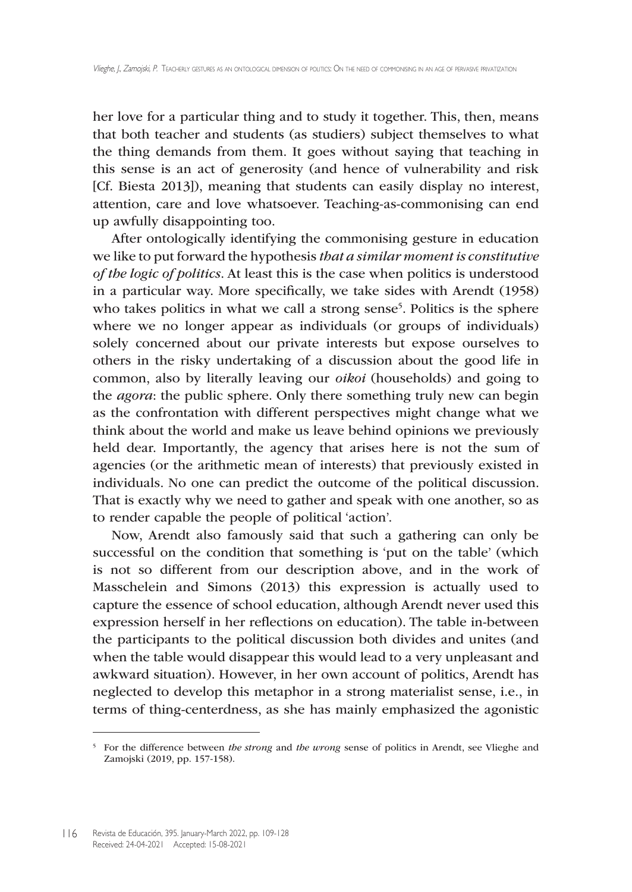her love for a particular thing and to study it together. This, then, means that both teacher and students (as studiers) subject themselves to what the thing demands from them. It goes without saying that teaching in this sense is an act of generosity (and hence of vulnerability and risk [Cf. Biesta 2013]), meaning that students can easily display no interest, attention, care and love whatsoever. Teaching-as-commonising can end up awfully disappointing too.

After ontologically identifying the commonising gesture in education we like to put forward the hypothesis *that a similar moment is constitutive of the logic of politics*. At least this is the case when politics is understood in a particular way. More specifically, we take sides with Arendt (1958) who takes politics in what we call a strong sense[5]. Politics is the sphere where we no longer appear as individuals (or groups of individuals) solely concerned about our private interests but expose ourselves to others in the risky undertaking of a discussion about the good life in common, also by literally leaving our *oikoi* (households) and going to the *agora*: the public sphere. Only there something truly new can begin as the confrontation with different perspectives might change what we think about the world and make us leave behind opinions we previously held dear. Importantly, the agency that arises here is not the sum of agencies (or the arithmetic mean of interests) that previously existed in individuals. No one can predict the outcome of the political discussion. That is exactly why we need to gather and speak with one another, so as to render capable the people of political 'action'.

Now, Arendt also famously said that such a gathering can only be successful on the condition that something is 'put on the table' (which is not so different from our description above, and in the work of Masschelein and Simons (2013) this expression is actually used to capture the essence of school education, although Arendt never used this expression herself in her reflections on education). The table in-between the participants to the political discussion both divides and unites (and when the table would disappear this would lead to a very unpleasant and awkward situation). However, in her own account of politics, Arendt has neglected to develop this metaphor in a strong materialist sense, i.e., in terms of thing-centerdness, as she has mainly emphasized the agonistic

[5] For the difference between *the strong* and *the wrong* sense of politics in Arendt, see Vlieghe and Zamojski (2019, pp. 157-158).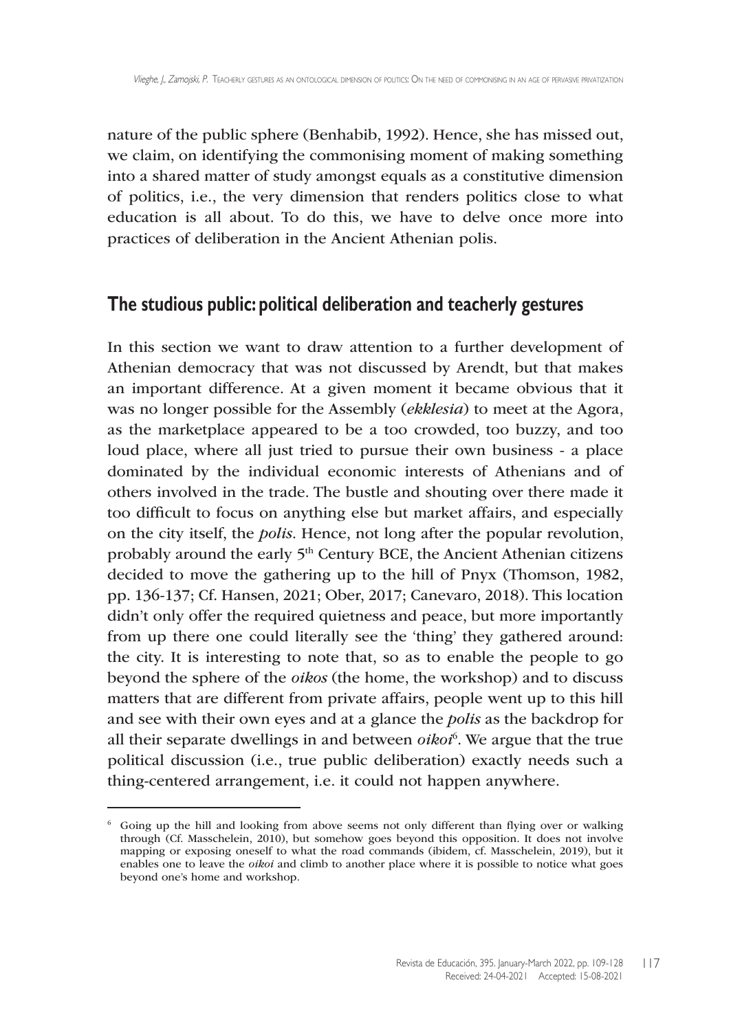nature of the public sphere (Benhabib, 1992). Hence, she has missed out, we claim, on identifying the commonising moment of making something into a shared matter of study amongst equals as a constitutive dimension of politics, i.e., the very dimension that renders politics close to what education is all about. To do this, we have to delve once more into practices of deliberation in the Ancient Athenian polis.

## The studious public: political deliberation and teacherly gestures

In this section we want to draw attention to a further development of Athenian democracy that was not discussed by Arendt, but that makes an important difference. At a given moment it became obvious that it was no longer possible for the Assembly (*ekklesia*) to meet at the Agora, as the marketplace appeared to be a too crowded, too buzzy, and too loud place, where all just tried to pursue their own business - a place dominated by the individual economic interests of Athenians and of others involved in the trade. The bustle and shouting over there made it too difficult to focus on anything else but market affairs, and especially on the city itself, the *polis*. Hence, not long after the popular revolution, probably around the early 5th Century BCE, the Ancient Athenian citizens decided to move the gathering up to the hill of Pnyx (Thomson, 1982, pp. 136-137; Cf. Hansen, 2021; Ober, 2017; Canevaro, 2018). This location didn't only offer the required quietness and peace, but more importantly from up there one could literally see the 'thing' they gathered around: the city. It is interesting to note that, so as to enable the people to go beyond the sphere of the *oikos* (the home, the workshop) and to discuss matters that are different from private affairs, people went up to this hill and see with their own eyes and at a glance the *polis* as the backdrop for all their separate dwellings in and between *oikoi*[6]. We argue that the true political discussion (i.e., true public deliberation) exactly needs such a thing-centered arrangement, i.e. it could not happen anywhere.

[6] Going up the hill and looking from above seems not only different than flying over or walking through (Cf. Masschelein, 2010), but somehow goes beyond this opposition. It does not involve mapping or exposing oneself to what the road commands (ibidem, cf. Masschelein, 2019), but it enables one to leave the *oikoi* and climb to another place where it is possible to notice what goes beyond one's home and workshop.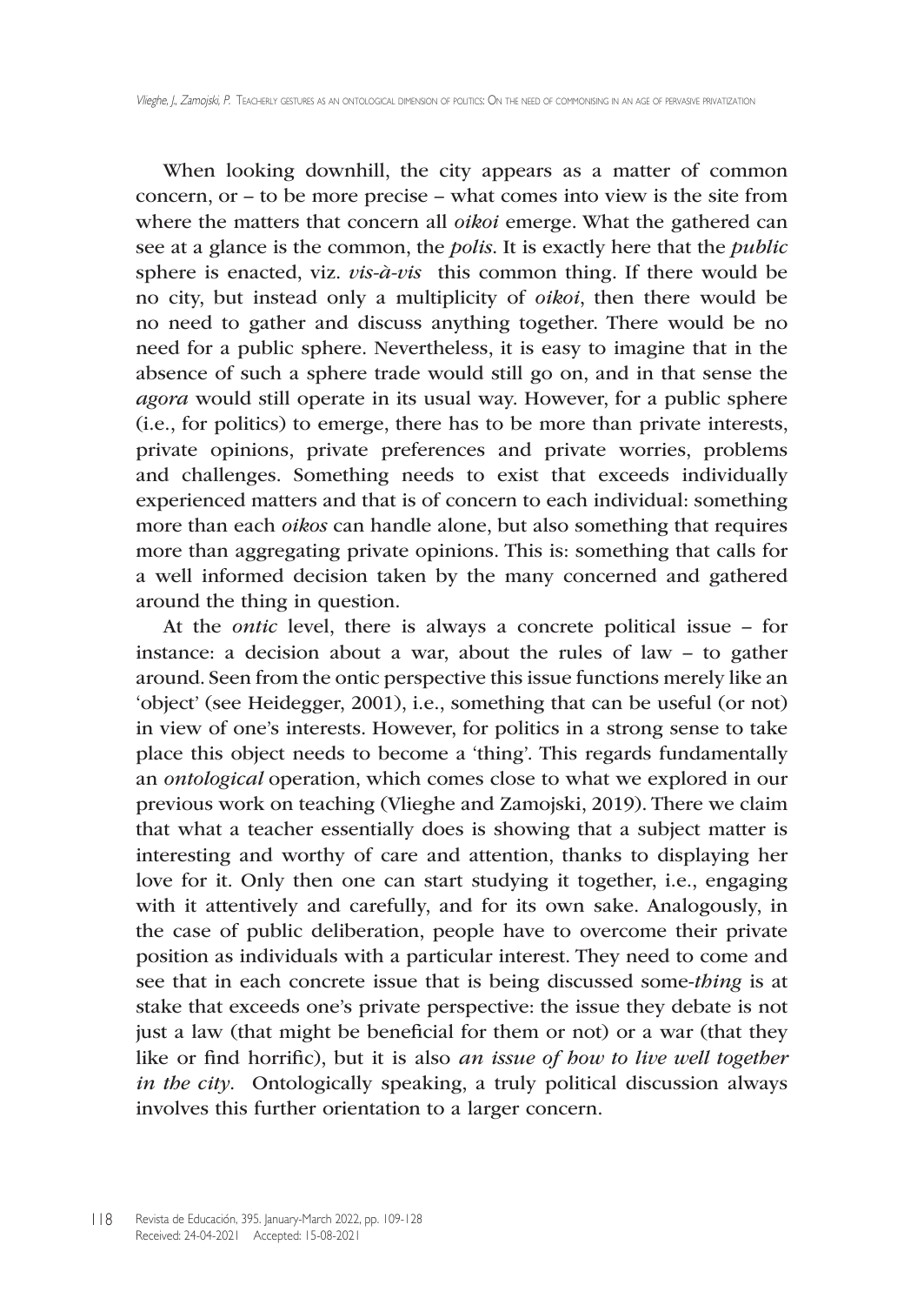When looking downhill, the city appears as a matter of common concern, or – to be more precise – what comes into view is the site from where the matters that concern all *oikoi* emerge. What the gathered can see at a glance is the common, the *polis*. It is exactly here that the *public* sphere is enacted, viz. *vis-à-vis* this common thing. If there would be no city, but instead only a multiplicity of *oikoi*, then there would be no need to gather and discuss anything together. There would be no need for a public sphere. Nevertheless, it is easy to imagine that in the absence of such a sphere trade would still go on, and in that sense the *agora* would still operate in its usual way. However, for a public sphere (i.e., for politics) to emerge, there has to be more than private interests, private opinions, private preferences and private worries, problems and challenges. Something needs to exist that exceeds individually experienced matters and that is of concern to each individual: something more than each *oikos* can handle alone, but also something that requires more than aggregating private opinions. This is: something that calls for a well informed decision taken by the many concerned and gathered around the thing in question.

At the *ontic* level, there is always a concrete political issue – for instance: a decision about a war, about the rules of law – to gather around. Seen from the ontic perspective this issue functions merely like an 'object' (see Heidegger, 2001), i.e., something that can be useful (or not) in view of one's interests. However, for politics in a strong sense to take place this object needs to become a 'thing'. This regards fundamentally an *ontological* operation, which comes close to what we explored in our previous work on teaching (Vlieghe and Zamojski, 2019). There we claim that what a teacher essentially does is showing that a subject matter is interesting and worthy of care and attention, thanks to displaying her love for it. Only then one can start studying it together, i.e., engaging with it attentively and carefully, and for its own sake. Analogously, in the case of public deliberation, people have to overcome their private position as individuals with a particular interest. They need to come and see that in each concrete issue that is being discussed some-*thing* is at stake that exceeds one's private perspective: the issue they debate is not just a law (that might be beneficial for them or not) or a war (that they like or find horrific), but it is also *an issue of how to live well together in the city*. Ontologically speaking, a truly political discussion always involves this further orientation to a larger concern.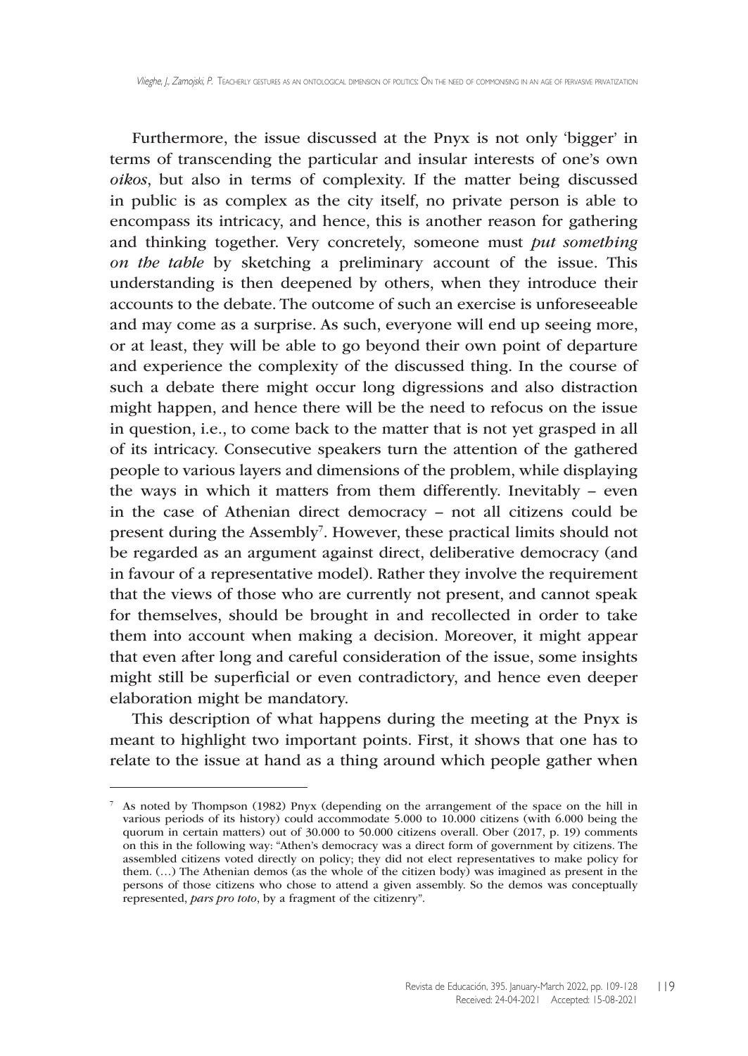Furthermore, the issue discussed at the Pnyx is not only 'bigger' in terms of transcending the particular and insular interests of one's own *oikos*, but also in terms of complexity. If the matter being discussed in public is as complex as the city itself, no private person is able to encompass its intricacy, and hence, this is another reason for gathering and thinking together. Very concretely, someone must ***put something on the table*** by sketching a preliminary account of the issue. This understanding is then deepened by others, when they introduce their accounts to the debate. The outcome of such an exercise is unforeseeable and may come as a surprise. As such, everyone will end up seeing more, or at least, they will be able to go beyond their own point of departure and experience the complexity of the discussed thing. In the course of such a debate there might occur long digressions and also distraction might happen, and hence there will be the need to refocus on the issue in question, i.e., to come back to the matter that is not yet grasped in all of its intricacy. Consecutive speakers turn the attention of the gathered people to various layers and dimensions of the problem, while displaying the ways in which it matters from them differently. Inevitably – even in the case of Athenian direct democracy – not all citizens could be present during the Assembly[7]. However, these practical limits should not be regarded as an argument against direct, deliberative democracy (and in favour of a representative model). Rather they involve the requirement that the views of those who are currently not present, and cannot speak for themselves, should be brought in and recollected in order to take them into account when making a decision. Moreover, it might appear that even after long and careful consideration of the issue, some insights might still be superficial or even contradictory, and hence even deeper elaboration might be mandatory.

This description of what happens during the meeting at the Pnyx is meant to highlight two important points. First, it shows that one has to relate to the issue at hand as a thing around which people gather when

---

[7] As noted by Thompson (1982) Pnyx (depending on the arrangement of the space on the hill in various periods of its history) could accommodate 5.000 to 10.000 citizens (with 6.000 being the quorum in certain matters) out of 30.000 to 50.000 citizens overall. Ober (2017, p. 19) comments on this in the following way: "Athen's democracy was a direct form of government by citizens. The assembled citizens voted directly on policy; they did not elect representatives to make policy for them. (…) The Athenian demos (as the whole of the citizen body) was imagined as present in the persons of those citizens who chose to attend a given assembly. So the demos was conceptually represented, *pars pro toto*, by a fragment of the citizenry".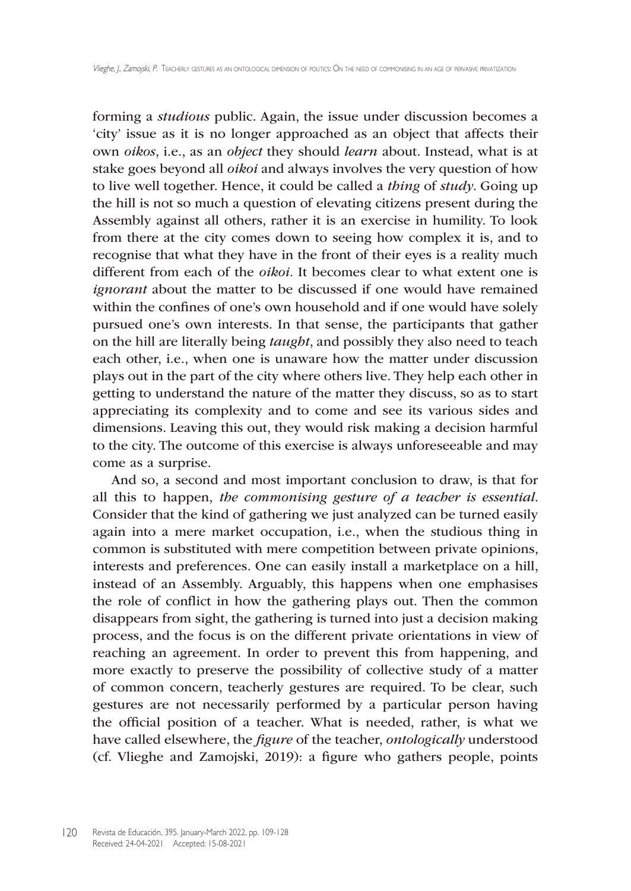forming a *studious* public. Again, the issue under discussion becomes a 'city' issue as it is no longer approached as an object that affects their own *oikos*, i.e., as an *object* they should *learn* about. Instead, what is at stake goes beyond all *oikoi* and always involves the very question of how to live well together. Hence, it could be called a *thing* of *study*. Going up the hill is not so much a question of elevating citizens present during the Assembly against all others, rather it is an exercise in humility. To look from there at the city comes down to seeing how complex it is, and to recognise that what they have in the front of their eyes is a reality much different from each of the *oikoi*. It becomes clear to what extent one is *ignorant* about the matter to be discussed if one would have remained within the confines of one's own household and if one would have solely pursued one's own interests. In that sense, the participants that gather on the hill are literally being *taught*, and possibly they also need to teach each other, i.e., when one is unaware how the matter under discussion plays out in the part of the city where others live. They help each other in getting to understand the nature of the matter they discuss, so as to start appreciating its complexity and to come and see its various sides and dimensions. Leaving this out, they would risk making a decision harmful to the city. The outcome of this exercise is always unforeseeable and may come as a surprise.

And so, a second and most important conclusion to draw, is that for all this to happen, *the commonising gesture of a teacher is essential*. Consider that the kind of gathering we just analyzed can be turned easily again into a mere market occupation, i.e., when the studious thing in common is substituted with mere competition between private opinions, interests and preferences. One can easily install a marketplace on a hill, instead of an Assembly. Arguably, this happens when one emphasises the role of conflict in how the gathering plays out. Then the common disappears from sight, the gathering is turned into just a decision making process, and the focus is on the different private orientations in view of reaching an agreement. In order to prevent this from happening, and more exactly to preserve the possibility of collective study of a matter of common concern, teacherly gestures are required. To be clear, such gestures are not necessarily performed by a particular person having the official position of a teacher. What is needed, rather, is what we have called elsewhere, the *figure* of the teacher, *ontologically* understood (cf. Vlieghe and Zamojski, 2019): a figure who gathers people, points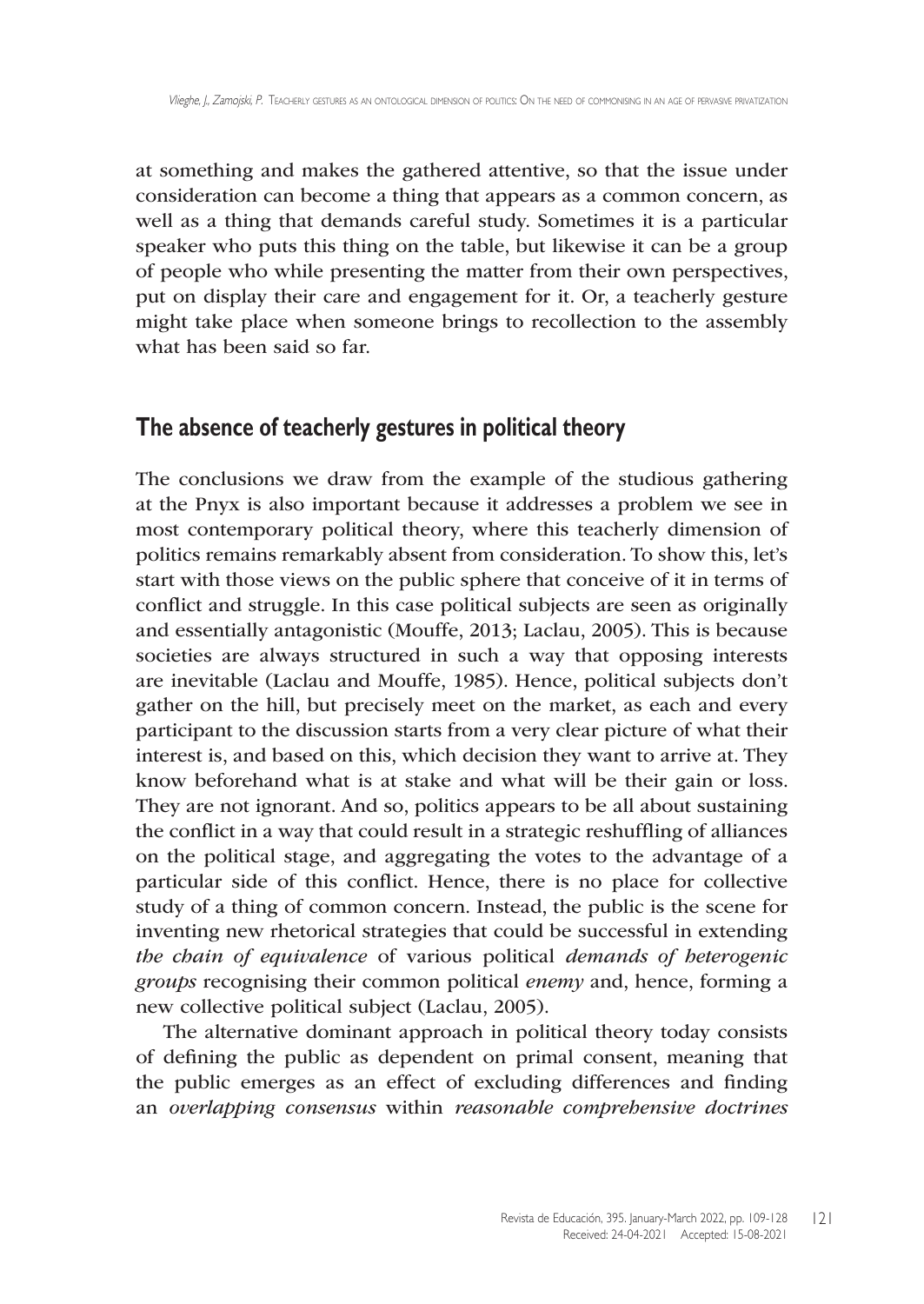at something and makes the gathered attentive, so that the issue under consideration can become a thing that appears as a common concern, as well as a thing that demands careful study. Sometimes it is a particular speaker who puts this thing on the table, but likewise it can be a group of people who while presenting the matter from their own perspectives, put on display their care and engagement for it. Or, a teacherly gesture might take place when someone brings to recollection to the assembly what has been said so far.

## The absence of teacherly gestures in political theory

The conclusions we draw from the example of the studious gathering at the Pnyx is also important because it addresses a problem we see in most contemporary political theory, where this teacherly dimension of politics remains remarkably absent from consideration. To show this, let's start with those views on the public sphere that conceive of it in terms of conflict and struggle. In this case political subjects are seen as originally and essentially antagonistic (Mouffe, 2013; Laclau, 2005). This is because societies are always structured in such a way that opposing interests are inevitable (Laclau and Mouffe, 1985). Hence, political subjects don't gather on the hill, but precisely meet on the market, as each and every participant to the discussion starts from a very clear picture of what their interest is, and based on this, which decision they want to arrive at. They know beforehand what is at stake and what will be their gain or loss. They are not ignorant. And so, politics appears to be all about sustaining the conflict in a way that could result in a strategic reshuffling of alliances on the political stage, and aggregating the votes to the advantage of a particular side of this conflict. Hence, there is no place for collective study of a thing of common concern. Instead, the public is the scene for inventing new rhetorical strategies that could be successful in extending *the chain of equivalence* of various political *demands of heterogenic groups* recognising their common political *enemy* and, hence, forming a new collective political subject (Laclau, 2005).

The alternative dominant approach in political theory today consists of defining the public as dependent on primal consent, meaning that the public emerges as an effect of excluding differences and finding an *overlapping consensus* within *reasonable comprehensive doctrines*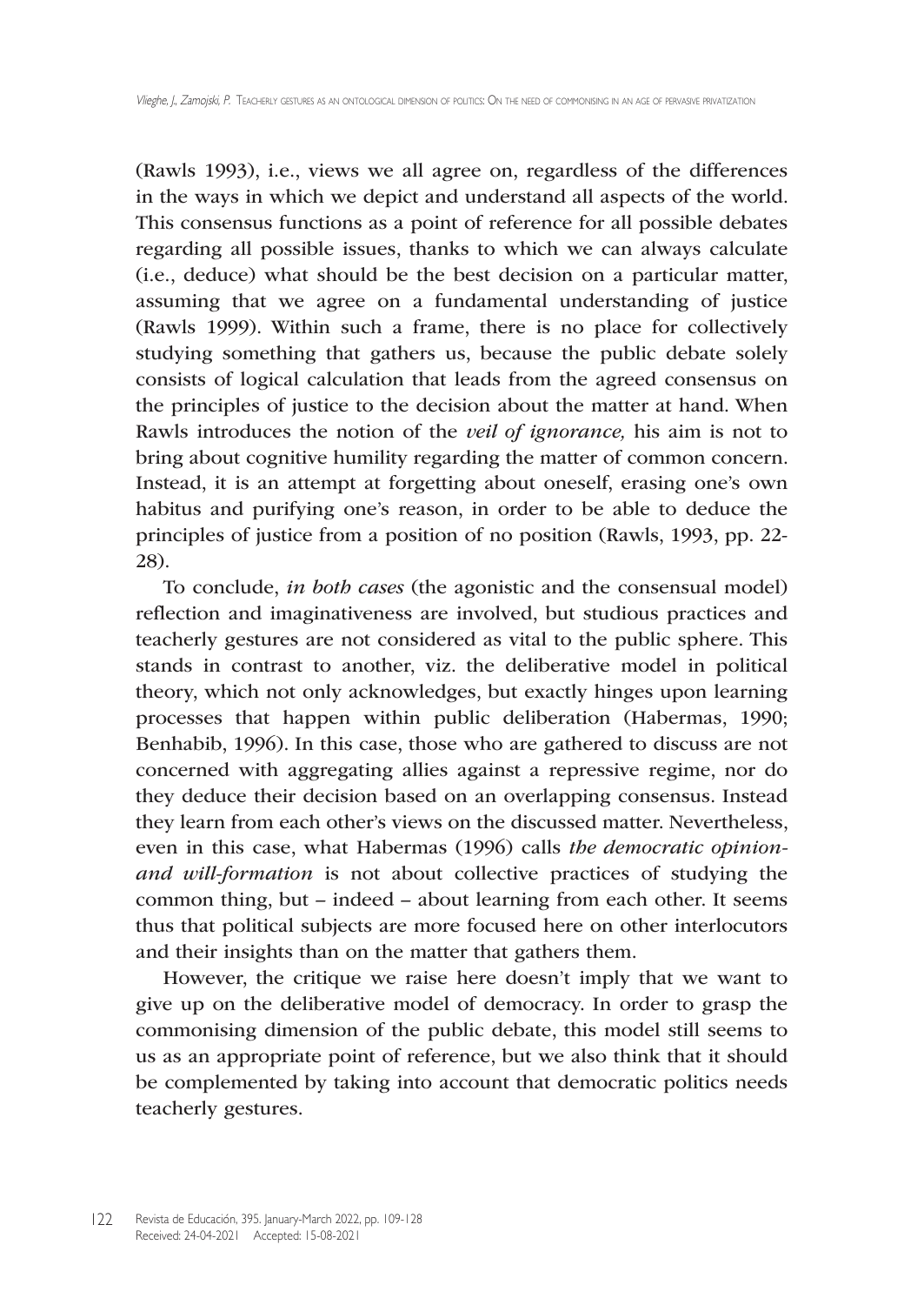(Rawls 1993), i.e., views we all agree on, regardless of the differences in the ways in which we depict and understand all aspects of the world. This consensus functions as a point of reference for all possible debates regarding all possible issues, thanks to which we can always calculate (i.e., deduce) what should be the best decision on a particular matter, assuming that we agree on a fundamental understanding of justice (Rawls 1999). Within such a frame, there is no place for collectively studying something that gathers us, because the public debate solely consists of logical calculation that leads from the agreed consensus on the principles of justice to the decision about the matter at hand. When Rawls introduces the notion of the *veil of ignorance,* his aim is not to bring about cognitive humility regarding the matter of common concern. Instead, it is an attempt at forgetting about oneself, erasing one's own habitus and purifying one's reason, in order to be able to deduce the principles of justice from a position of no position (Rawls, 1993, pp. 22-28).

To conclude, *in both cases* (the agonistic and the consensual model) reflection and imaginativeness are involved, but studious practices and teacherly gestures are not considered as vital to the public sphere. This stands in contrast to another, viz. the deliberative model in political theory, which not only acknowledges, but exactly hinges upon learning processes that happen within public deliberation (Habermas, 1990; Benhabib, 1996). In this case, those who are gathered to discuss are not concerned with aggregating allies against a repressive regime, nor do they deduce their decision based on an overlapping consensus. Instead they learn from each other's views on the discussed matter. Nevertheless, even in this case, what Habermas (1996) calls *the democratic opinion- and will-formation* is not about collective practices of studying the common thing, but – indeed – about learning from each other. It seems thus that political subjects are more focused here on other interlocutors and their insights than on the matter that gathers them.

However, the critique we raise here doesn't imply that we want to give up on the deliberative model of democracy. In order to grasp the commonising dimension of the public debate, this model still seems to us as an appropriate point of reference, but we also think that it should be complemented by taking into account that democratic politics needs teacherly gestures.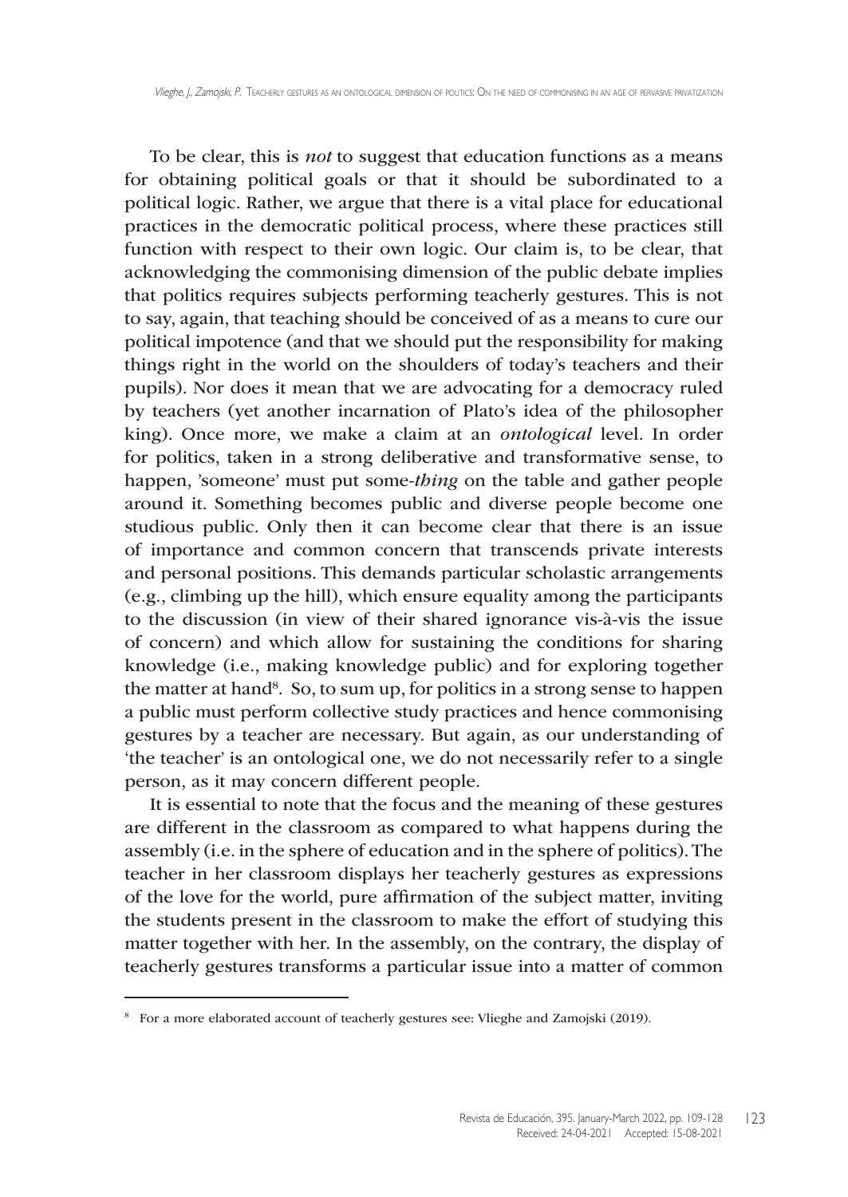To be clear, this is *not* to suggest that education functions as a means for obtaining political goals or that it should be subordinated to a political logic. Rather, we argue that there is a vital place for educational practices in the democratic political process, where these practices still function with respect to their own logic. Our claim is, to be clear, that acknowledging the commonising dimension of the public debate implies that politics requires subjects performing teacherly gestures. This is not to say, again, that teaching should be conceived of as a means to cure our political impotence (and that we should put the responsibility for making things right in the world on the shoulders of today's teachers and their pupils). Nor does it mean that we are advocating for a democracy ruled by teachers (yet another incarnation of Plato's idea of the philosopher king). Once more, we make a claim at an *ontological* level. In order for politics, taken in a strong deliberative and transformative sense, to happen, 'someone' must put some-*thing* on the table and gather people around it. Something becomes public and diverse people become one studious public. Only then it can become clear that there is an issue of importance and common concern that transcends private interests and personal positions. This demands particular scholastic arrangements (e.g., climbing up the hill), which ensure equality among the participants to the discussion (in view of their shared ignorance vis-à-vis the issue of concern) and which allow for sustaining the conditions for sharing knowledge (i.e., making knowledge public) and for exploring together the matter at hand[8]. So, to sum up, for politics in a strong sense to happen a public must perform collective study practices and hence commonising gestures by a teacher are necessary. But again, as our understanding of 'the teacher' is an ontological one, we do not necessarily refer to a single person, as it may concern different people.

It is essential to note that the focus and the meaning of these gestures are different in the classroom as compared to what happens during the assembly (i.e. in the sphere of education and in the sphere of politics). The teacher in her classroom displays her teacherly gestures as expressions of the love for the world, pure affirmation of the subject matter, inviting the students present in the classroom to make the effort of studying this matter together with her. In the assembly, on the contrary, the display of teacherly gestures transforms a particular issue into a matter of common

[8] For a more elaborated account of teacherly gestures see: Vlieghe and Zamojski (2019).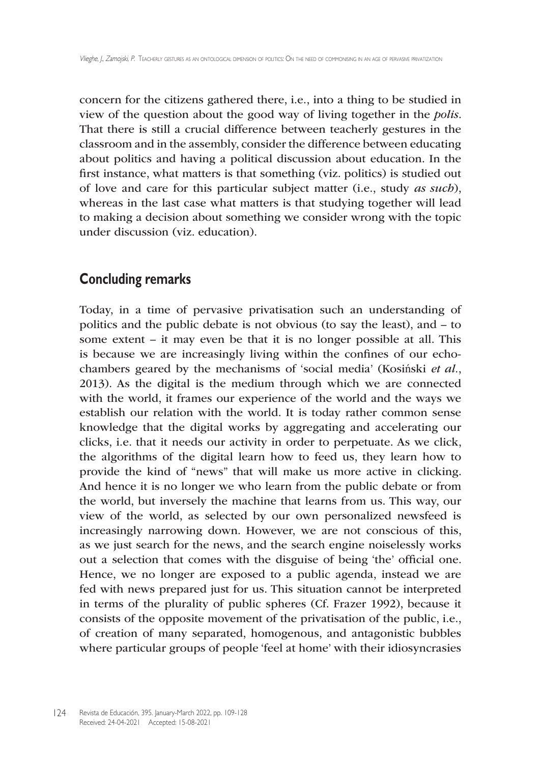concern for the citizens gathered there, i.e., into a thing to be studied in view of the question about the good way of living together in the *polis*. That there is still a crucial difference between teacherly gestures in the classroom and in the assembly, consider the difference between educating about politics and having a political discussion about education. In the first instance, what matters is that something (viz. politics) is studied out of love and care for this particular subject matter (i.e., study *as such*), whereas in the last case what matters is that studying together will lead to making a decision about something we consider wrong with the topic under discussion (viz. education).

## Concluding remarks

Today, in a time of pervasive privatisation such an understanding of politics and the public debate is not obvious (to say the least), and – to some extent – it may even be that it is no longer possible at all. This is because we are increasingly living within the confines of our echo-chambers geared by the mechanisms of 'social media' (Kosiński *et al.*, 2013). As the digital is the medium through which we are connected with the world, it frames our experience of the world and the ways we establish our relation with the world. It is today rather common sense knowledge that the digital works by aggregating and accelerating our clicks, i.e. that it needs our activity in order to perpetuate. As we click, the algorithms of the digital learn how to feed us, they learn how to provide the kind of "news" that will make us more active in clicking. And hence it is no longer we who learn from the public debate or from the world, but inversely the machine that learns from us. This way, our view of the world, as selected by our own personalized newsfeed is increasingly narrowing down. However, we are not conscious of this, as we just search for the news, and the search engine noiselessly works out a selection that comes with the disguise of being 'the' official one. Hence, we no longer are exposed to a public agenda, instead we are fed with news prepared just for us. This situation cannot be interpreted in terms of the plurality of public spheres (Cf. Frazer 1992), because it consists of the opposite movement of the privatisation of the public, i.e., of creation of many separated, homogenous, and antagonistic bubbles where particular groups of people 'feel at home' with their idiosyncrasies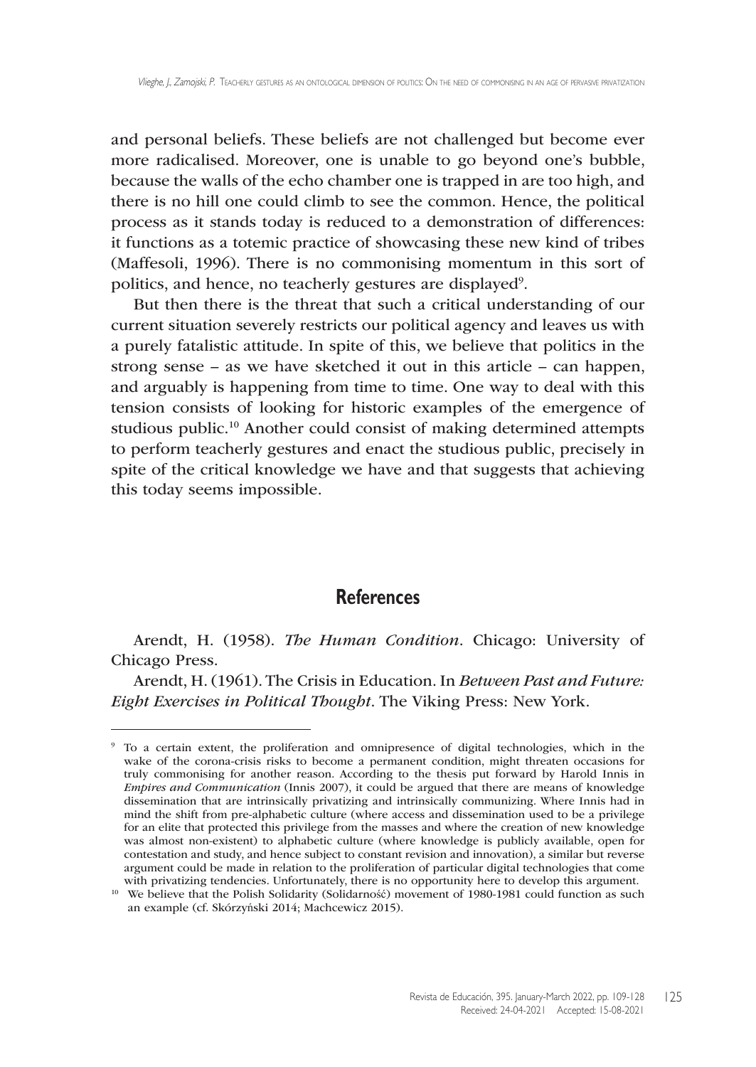and personal beliefs. These beliefs are not challenged but become ever more radicalised. Moreover, one is unable to go beyond one's bubble, because the walls of the echo chamber one is trapped in are too high, and there is no hill one could climb to see the common. Hence, the political process as it stands today is reduced to a demonstration of differences: it functions as a totemic practice of showcasing these new kind of tribes (Maffesoli, 1996). There is no commonising momentum in this sort of politics, and hence, no teacherly gestures are displayed[9].

But then there is the threat that such a critical understanding of our current situation severely restricts our political agency and leaves us with a purely fatalistic attitude. In spite of this, we believe that politics in the strong sense – as we have sketched it out in this article – can happen, and arguably is happening from time to time. One way to deal with this tension consists of looking for historic examples of the emergence of studious public.[10] Another could consist of making determined attempts to perform teacherly gestures and enact the studious public, precisely in spite of the critical knowledge we have and that suggests that achieving this today seems impossible.

## References

Arendt, H. (1958). *The Human Condition*. Chicago: University of Chicago Press.

Arendt, H. (1961). The Crisis in Education. In *Between Past and Future: Eight Exercises in Political Thought*. The Viking Press: New York.

---

[9] To a certain extent, the proliferation and omnipresence of digital technologies, which in the wake of the corona-crisis risks to become a permanent condition, might threaten occasions for truly commonising for another reason. According to the thesis put forward by Harold Innis in *Empires and Communication* (Innis 2007), it could be argued that there are means of knowledge dissemination that are intrinsically privatizing and intrinsically communizing. Where Innis had in mind the shift from pre-alphabetic culture (where access and dissemination used to be a privilege for an elite that protected this privilege from the masses and where the creation of new knowledge was almost non-existent) to alphabetic culture (where knowledge is publicly available, open for contestation and study, and hence subject to constant revision and innovation), a similar but reverse argument could be made in relation to the proliferation of particular digital technologies that come with privatizing tendencies. Unfortunately, there is no opportunity here to develop this argument.

[10] We believe that the Polish Solidarity (Solidarność) movement of 1980-1981 could function as such an example (cf. Skórzyński 2014; Machcewicz 2015).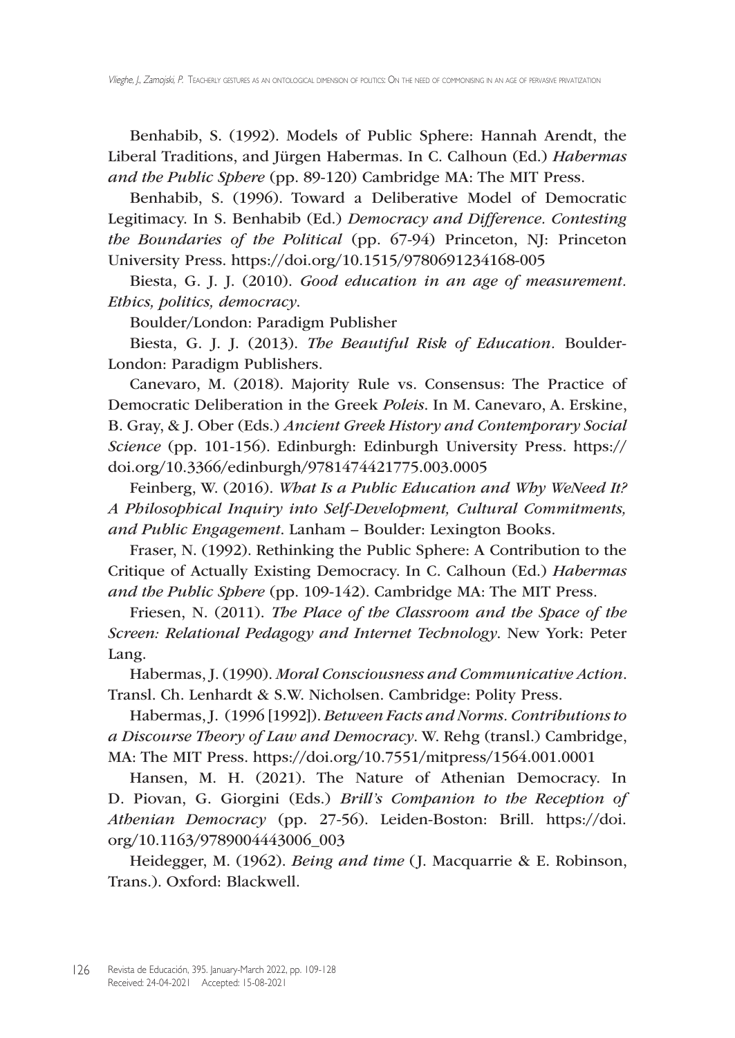Benhabib, S. (1992). Models of Public Sphere: Hannah Arendt, the Liberal Traditions, and Jürgen Habermas. In C. Calhoun (Ed.) *Habermas and the Public Sphere* (pp. 89-120) Cambridge MA: The MIT Press.

Benhabib, S. (1996). Toward a Deliberative Model of Democratic Legitimacy. In S. Benhabib (Ed.) *Democracy and Difference. Contesting the Boundaries of the Political* (pp. 67-94) Princeton, NJ: Princeton University Press. https://doi.org/10.1515/9780691234168-005

Biesta, G. J. J. (2010). *Good education in an age of measurement. Ethics, politics, democracy*.

Boulder/London: Paradigm Publisher

Biesta, G. J. J. (2013). *The Beautiful Risk of Education*. Boulder-London: Paradigm Publishers.

Canevaro, M. (2018). Majority Rule vs. Consensus: The Practice of Democratic Deliberation in the Greek *Poleis*. In M. Canevaro, A. Erskine, B. Gray, & J. Ober (Eds.) *Ancient Greek History and Contemporary Social Science* (pp. 101-156). Edinburgh: Edinburgh University Press. https://doi.org/10.3366/edinburgh/9781474421775.003.0005

Feinberg, W. (2016). *What Is a Public Education and Why WeNeed It? A Philosophical Inquiry into Self-Development, Cultural Commitments, and Public Engagement*. Lanham – Boulder: Lexington Books.

Fraser, N. (1992). Rethinking the Public Sphere: A Contribution to the Critique of Actually Existing Democracy. In C. Calhoun (Ed.) *Habermas and the Public Sphere* (pp. 109-142). Cambridge MA: The MIT Press.

Friesen, N. (2011). *The Place of the Classroom and the Space of the Screen: Relational Pedagogy and Internet Technology*. New York: Peter Lang.

Habermas, J. (1990). *Moral Consciousness and Communicative Action*. Transl. Ch. Lenhardt & S.W. Nicholsen. Cambridge: Polity Press.

Habermas, J. (1996 [1992]). *Between Facts and Norms. Contributions to a Discourse Theory of Law and Democracy*. W. Rehg (transl.) Cambridge, MA: The MIT Press. https://doi.org/10.7551/mitpress/1564.001.0001

Hansen, M. H. (2021). The Nature of Athenian Democracy. In D. Piovan, G. Giorgini (Eds.) *Brill's Companion to the Reception of Athenian Democracy* (pp. 27-56). Leiden-Boston: Brill. https://doi.org/10.1163/9789004443006_003

Heidegger, M. (1962). *Being and time* (J. Macquarrie & E. Robinson, Trans.). Oxford: Blackwell.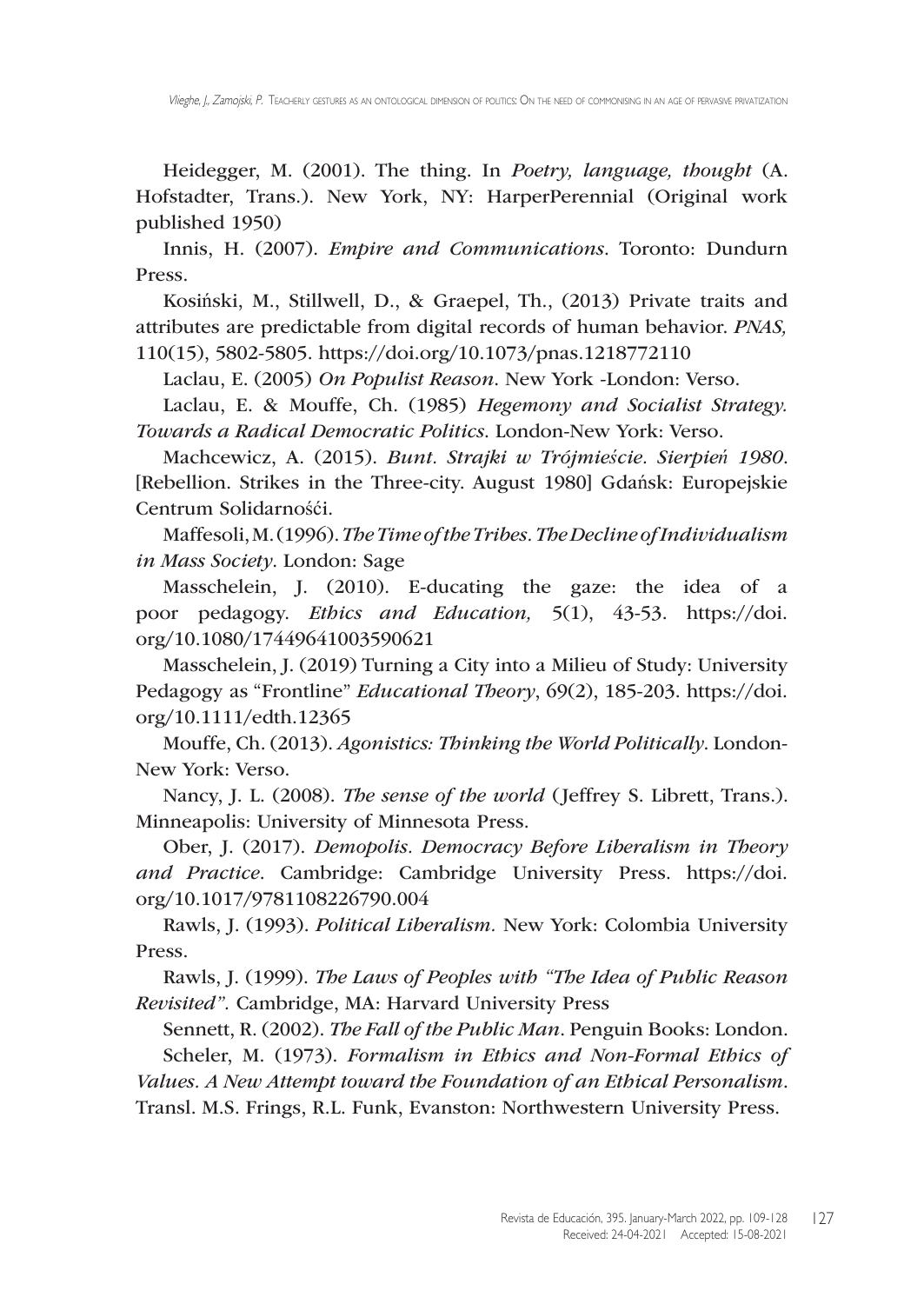Heidegger, M. (2001). The thing. In *Poetry, language, thought* (A. Hofstadter, Trans.). New York, NY: HarperPerennial (Original work published 1950)

Innis, H. (2007). *Empire and Communications*. Toronto: Dundurn Press.

Kosiński, M., Stillwell, D., & Graepel, Th., (2013) Private traits and attributes are predictable from digital records of human behavior. *PNAS,* 110(15), 5802-5805. https://doi.org/10.1073/pnas.1218772110

Laclau, E. (2005) *On Populist Reason*. New York -London: Verso.

Laclau, E. & Mouffe, Ch. (1985) *Hegemony and Socialist Strategy. Towards a Radical Democratic Politics*. London-New York: Verso.

Machcewicz, A. (2015). *Bunt. Strajki w Trójmieście. Sierpień 1980*. [Rebellion. Strikes in the Three-city. August 1980] Gdańsk: Europejskie Centrum Solidarnośći.

Maffesoli, M. (1996). *The Time of the Tribes. The Decline of Individualism in Mass Society*. London: Sage

Masschelein, J. (2010). E-ducating the gaze: the idea of a poor pedagogy. *Ethics and Education,* 5(1), 43-53. https://doi.org/10.1080/17449641003590621

Masschelein, J. (2019) Turning a City into a Milieu of Study: University Pedagogy as "Frontline" *Educational Theory*, 69(2), 185-203. https://doi.org/10.1111/edth.12365

Mouffe, Ch. (2013). *Agonistics: Thinking the World Politically*. London-New York: Verso.

Nancy, J. L. (2008). *The sense of the world* (Jeffrey S. Librett, Trans.). Minneapolis: University of Minnesota Press.

Ober, J. (2017). *Demopolis. Democracy Before Liberalism in Theory and Practice*. Cambridge: Cambridge University Press. https://doi.org/10.1017/9781108226790.004

Rawls, J. (1993). *Political Liberalism.* New York: Colombia University Press.

Rawls, J. (1999). *The Laws of Peoples with "The Idea of Public Reason Revisited".* Cambridge, MA: Harvard University Press

Sennett, R. (2002). *The Fall of the Public Man*. Penguin Books: London.

Scheler, M. (1973). *Formalism in Ethics and Non-Formal Ethics of Values. A New Attempt toward the Foundation of an Ethical Personalism*. Transl. M.S. Frings, R.L. Funk, Evanston: Northwestern University Press.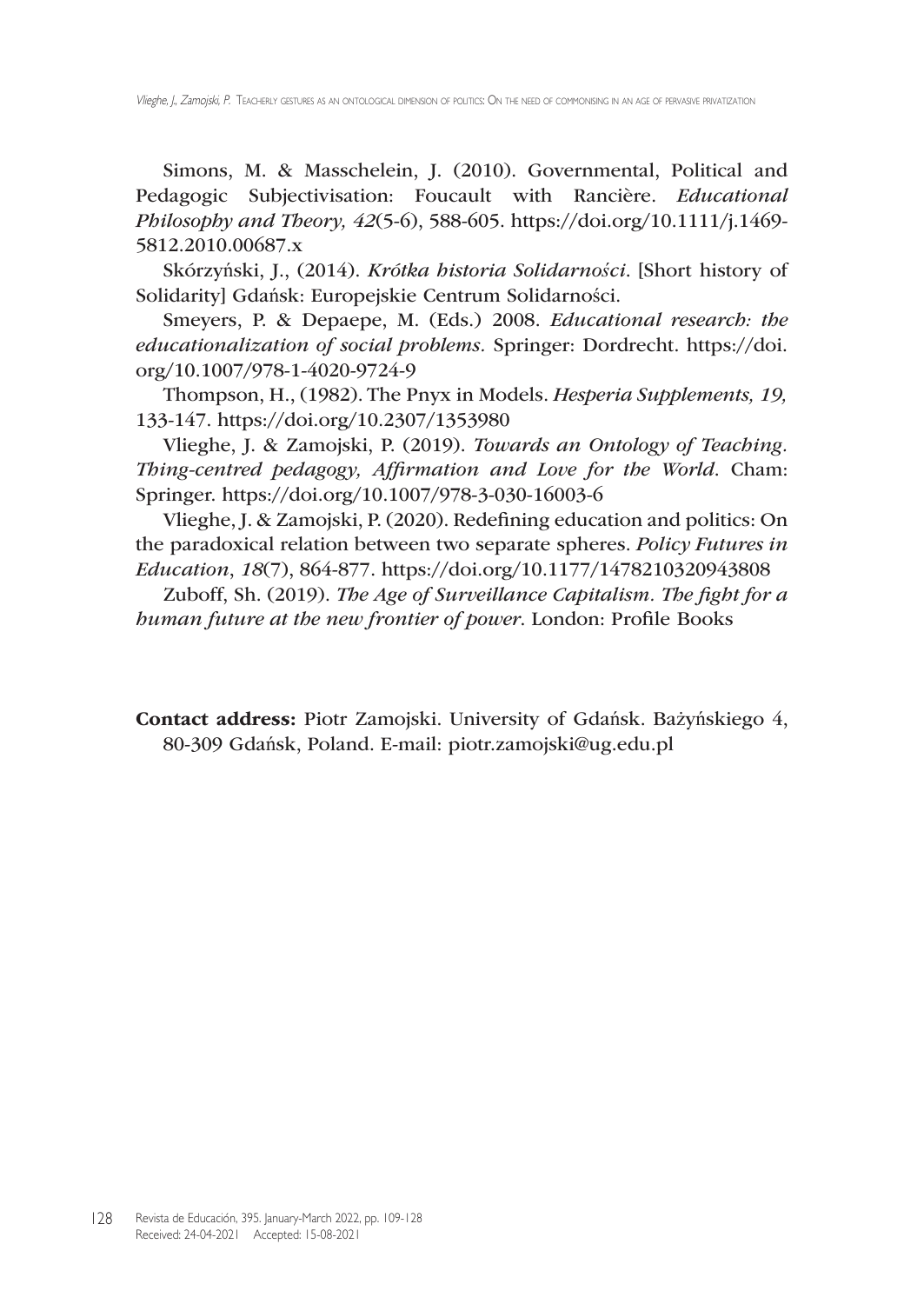Simons, M. & Masschelein, J. (2010). Governmental, Political and Pedagogic Subjectivisation: Foucault with Rancière. *Educational Philosophy and Theory, 42*(5-6), 588-605. https://doi.org/10.1111/j.1469-5812.2010.00687.x

Skórzyński, J., (2014). *Krótka historia Solidarności*. [Short history of Solidarity] Gdańsk: Europejskie Centrum Solidarności.

Smeyers, P. & Depaepe, M. (Eds.) 2008. *Educational research: the educationalization of social problems*. Springer: Dordrecht. https://doi.org/10.1007/978-1-4020-9724-9

Thompson, H., (1982). The Pnyx in Models. *Hesperia Supplements, 19,* 133-147. https://doi.org/10.2307/1353980

Vlieghe, J. & Zamojski, P. (2019). *Towards an Ontology of Teaching. Thing-centred pedagogy, Affirmation and Love for the World*. Cham: Springer. https://doi.org/10.1007/978-3-030-16003-6

Vlieghe, J. & Zamojski, P. (2020). Redefining education and politics: On the paradoxical relation between two separate spheres. *Policy Futures in Education*, *18*(7), 864-877. https://doi.org/10.1177/1478210320943808

Zuboff, Sh. (2019). *The Age of Surveillance Capitalism. The fight for a human future at the new frontier of power*. London: Profile Books

**Contact address:** Piotr Zamojski. University of Gdańsk. Bażyńskiego 4, 80-309 Gdańsk, Poland. E-mail: piotr.zamojski@ug.edu.pl